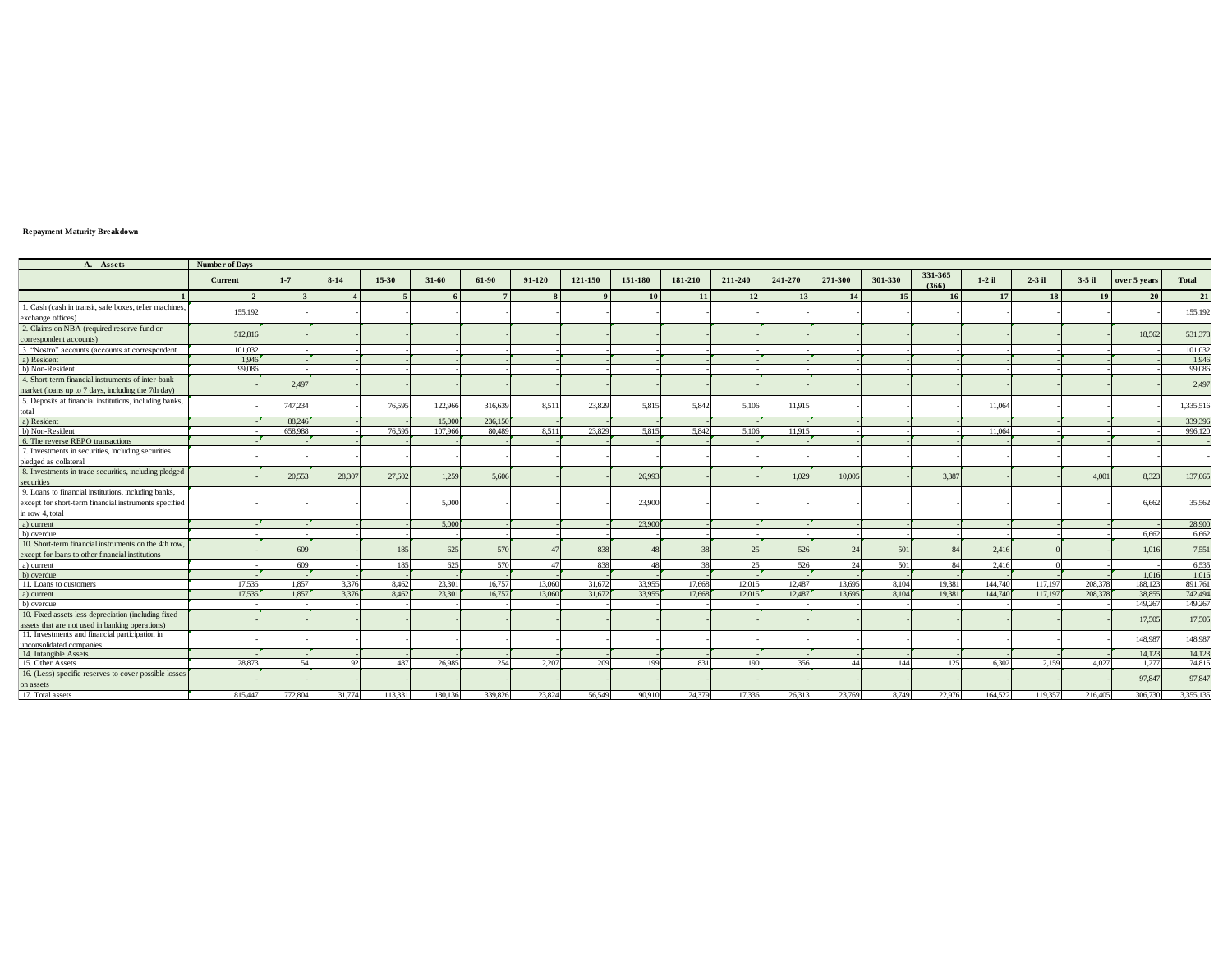**Repayment Maturity Breakdown**

| A. Assets | Number of Days | | | | | | | | | | | | | | | | | | | |
|---|---|---|---|---|---|---|---|---|---|---|---|---|---|---|---|---|---|---|---|---|
| | Current | 1-7 | 8-14 | 15-30 | 31-60 | 61-90 | 91-120 | 121-150 | 151-180 | 181-210 | 211-240 | 241-270 | 271-300 | 301-330 | 331-365 (366) | 1-2 il | 2-3 il | 3-5 il | over 5 years | Total |
| 1 | 2 | 3 | 4 | 5 | 6 | 7 | 8 | 9 | 10 | 11 | 12 | 13 | 14 | 15 | 16 | 17 | 18 | 19 | 20 | 21 |
| 1. Cash (cash in transit, safe boxes, teller machines, exchange offices) | 155,192 | - | - | - | - | - | - | - | - | - | - | - | - | - | - | - | - | - | - | 155,192 |
| 2. Claims on NBA (required reserve fund or correspondent accounts) | 512,816 | - | - | - | - | - | - | - | - | - | - | - | - | - | - | - | - | - | 18,562 | 531,378 |
| 3. "Nostro" accounts (accounts at correspondent | 101,032 | - | - | - | - | - | - | - | - | - | - | - | - | - | - | - | - | - | - | 101,032 |
| a) Resident | 1,946 | - | - | - | - | - | - | - | - | - | - | - | - | - | - | - | - | - | - | 1,946 |
| b) Non-Resident | 99,086 | - | - | - | - | - | - | - | - | - | - | - | - | - | - | - | - | - | - | 99,086 |
| 4. Short-term financial instruments of inter-bank market (loans up to 7 days, including the 7th day) | - | 2,497 | - | - | - | - | - | - | - | - | - | - | - | - | - | - | - | - | - | 2,497 |
| 5. Deposits at financial institutions, including banks, total | - | 747,234 | - | 76,595 | 122,966 | 316,639 | 8,511 | 23,829 | 5,815 | 5,842 | 5,106 | 11,915 | - | - | - | 11,064 | - | - | - | 1,335,516 |
| a) Resident | - | 88,246 | - | - | 15,000 | 236,150 | - | - | - | - | - | - | - | - | - | - | - | - | - | 339,396 |
| b) Non-Resident | - | 658,988 | - | 76,595 | 107,966 | 80,489 | 8,511 | 23,829 | 5,815 | 5,842 | 5,106 | 11,915 | - | - | - | 11,064 | - | - | - | 996,120 |
| 6. The reverse REPO transactions | - | - | - | - | - | - | - | - | - | - | - | - | - | - | - | - | - | - | - | - |
| 7. Investments in securities, including securities pledged as collateral | - | - | - | - | - | - | - | - | - | - | - | - | - | - | - | - | - | - | - | - |
| 8. Investments in trade securities, including pledged securities | - | 20,553 | 28,307 | 27,602 | 1,259 | 5,606 | - | - | 26,993 | - | - | 1,029 | 10,005 | - | 3,387 | - | - | 4,001 | 8,323 | 137,065 |
| 9. Loans to financial institutions, including banks, except for short-term financial instruments specified in row 4, total | - | - | - | - | 5,000 | - | - | - | 23,900 | - | - | - | - | - | - | - | - | - | 6,662 | 35,562 |
| a) current | - | - | - | - | 5,000 | - | - | - | 23,900 | - | - | - | - | - | - | - | - | - | - | 28,900 |
| b) overdue | - | - | - | - | - | - | - | - | - | - | - | - | - | - | - | - | - | - | 6,662 | 6,662 |
| 10. Short-term financial instruments on the 4th row, except for loans to other financial institutions | - | 609 | - | 185 | 625 | 570 | 47 | 838 | 48 | 38 | 25 | 526 | 24 | 501 | 84 | 2,416 | 0 | - | 1,016 | 7,551 |
| a) current | - | 609 | - | 185 | 625 | 570 | 47 | 838 | 48 | 38 | 25 | 526 | 24 | 501 | 84 | 2,416 | 0 | - | - | 6,535 |
| b) overdue | - | - | - | - | - | - | - | - | - | - | - | - | - | - | - | - | - | - | 1,016 | 1,016 |
| 11. Loans to customers | 17,535 | 1,857 | 3,376 | 8,462 | 23,301 | 16,757 | 13,060 | 31,672 | 33,955 | 17,668 | 12,015 | 12,487 | 13,695 | 8,104 | 19,381 | 144,740 | 117,197 | 208,378 | 188,123 | 891,761 |
| a) current | 17,535 | 1,857 | 3,376 | 8,462 | 23,301 | 16,757 | 13,060 | 31,672 | 33,955 | 17,668 | 12,015 | 12,487 | 13,695 | 8,104 | 19,381 | 144,740 | 117,197 | 208,378 | 38,855 | 742,494 |
| b) overdue | - | - | - | - | - | - | - | - | - | - | - | - | - | - | - | - | - | - | 149,267 | 149,267 |
| 10. Fixed assets less depreciation (including fixed assets that are not used in banking operations) | - | - | - | - | - | - | - | - | - | - | - | - | - | - | - | - | - | - | 17,505 | 17,505 |
| 11. Investments and financial participation in unconsolidated companies | - | - | - | - | - | - | - | - | - | - | - | - | - | - | - | - | - | - | 148,987 | 148,987 |
| 14. Intangible Assets | - | - | - | - | - | - | - | - | - | - | - | - | - | - | - | - | - | - | 14,123 | 14,123 |
| 15. Other Assets | 28,873 | 54 | 92 | 487 | 26,985 | 254 | 2,207 | 209 | 199 | 831 | 190 | 356 | 44 | 144 | 125 | 6,302 | 2,159 | 4,027 | 1,277 | 74,815 |
| 16. (Less) specific reserves to cover possible losses on assets | - | - | - | - | - | - | - | - | - | - | - | - | - | - | - | - | - | - | 97,847 | 97,847 |
| 17. Total assets | 815,447 | 772,804 | 31,774 | 113,331 | 180,136 | 339,826 | 23,824 | 56,549 | 90,910 | 24,379 | 17,336 | 26,313 | 23,769 | 8,749 | 22,976 | 164,522 | 119,357 | 216,405 | 306,730 | 3,355,135 |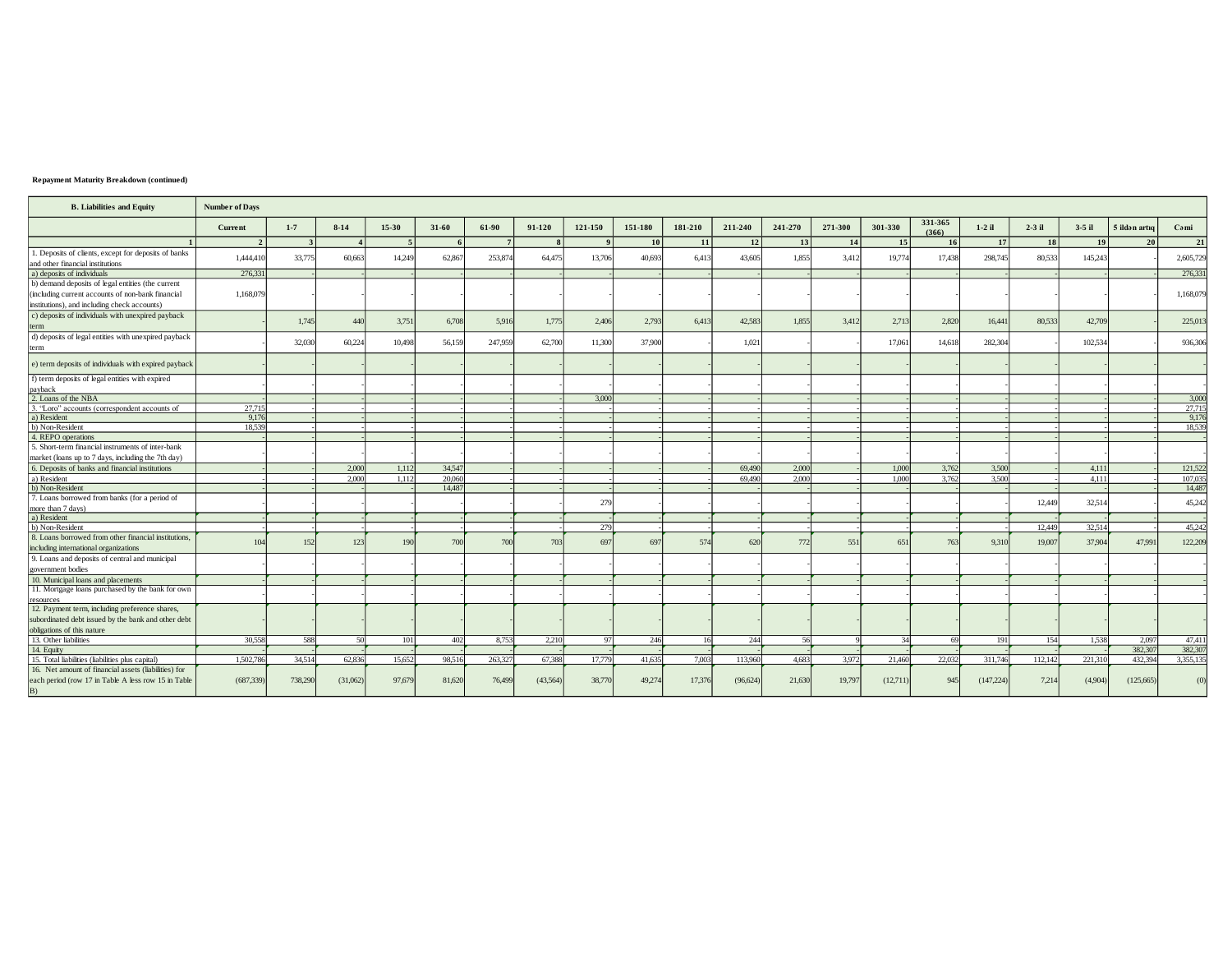**Repayment Maturity Breakdown (continued)**

| B. Liabilities and Equity | Number of Days | | | | | | | | | | | | | | | | | | | |
|---|---|---|---|---|---|---|---|---|---|---|---|---|---|---|---|---|---|---|---|---|
| | Current | 1-7 | 8-14 | 15-30 | 31-60 | 61-90 | 91-120 | 121-150 | 151-180 | 181-210 | 211-240 | 241-270 | 271-300 | 301-330 | 331-365 (366) | 1-2 il | 2-3 il | 3-5 il | 5 ildən artıq | Cəmi |
| 1 | 2 | 3 | 4 | 5 | 6 | 7 | 8 | 9 | 10 | 11 | 12 | 13 | 14 | 15 | 16 | 17 | 18 | 19 | 20 | 21 |
| 1. Deposits of clients, except for deposits of banks and other financial institutions | 1,444,410 | 33,775 | 60,663 | 14,249 | 62,867 | 253,874 | 64,475 | 13,706 | 40,693 | 6,413 | 43,605 | 1,855 | 3,412 | 19,774 | 17,438 | 298,745 | 80,533 | 145,243 | - | 2,605,729 |
| a) deposits of individuals | 276,331 | - | - | - | - | - | - | - | - | - | - | - | - | - | - | - | - | - | - | 276,331 |
| b) demand deposits of legal entities (the current (including current accounts of non-bank financial institutions), and including check accounts) | 1,168,079 | - | - | - | - | - | - | - | - | - | - | - | - | - | - | - | - | - | - | 1,168,079 |
| c) deposits of individuals with unexpired payback term | - | 1,745 | 440 | 3,751 | 6,708 | 5,916 | 1,775 | 2,406 | 2,793 | 6,413 | 42,583 | 1,855 | 3,412 | 2,713 | 2,820 | 16,441 | 80,533 | 42,709 | - | 225,013 |
| d) deposits of legal entities with unexpired payback term | - | 32,030 | 60,224 | 10,498 | 56,159 | 247,959 | 62,700 | 11,300 | 37,900 | - | 1,021 | - | - | 17,061 | 14,618 | 282,304 | - | 102,534 | - | 936,306 |
| e) term deposits of individuals with expired payback | - | - | - | - | - | - | - | - | - | - | - | - | - | - | - | - | - | - | - | - |
| f) term deposits of legal entities with expired payback | - | - | - | - | - | - | - | - | - | - | - | - | - | - | - | - | - | - | - | - |
| 2. Loans of the NBA | - | - | - | - | - | - | - | 3,000 | - | - | - | - | - | - | - | - | - | - | - | 3,000 |
| 3. "Loro" accounts (correspondent accounts of | 27,715 | - | - | - | - | - | - | - | - | - | - | - | - | - | - | - | - | - | - | 27,715 |
| a) Resident | 9,176 | - | - | - | - | - | - | - | - | - | - | - | - | - | - | - | - | - | - | 9,176 |
| b) Non-Resident | 18,539 | - | - | - | - | - | - | - | - | - | - | - | - | - | - | - | - | - | - | 18,539 |
| 4. REPO operations | - | - | - | - | - | - | - | - | - | - | - | - | - | - | - | - | - | - | - | - |
| 5. Short-term financial instruments of inter-bank market (loans up to 7 days, including the 7th day) | - | - | - | - | - | - | - | - | - | - | - | - | - | - | - | - | - | - | - | - |
| 6. Deposits of banks and financial institutions | - | - | 2,000 | 1,112 | 34,547 | - | - | - | - | - | 69,490 | 2,000 | - | 1,000 | 3,762 | 3,500 | - | 4,111 | - | 121,522 |
| a) Resident | - | - | 2,000 | 1,112 | 20,060 | - | - | - | - | - | 69,490 | 2,000 | - | 1,000 | 3,762 | 3,500 | - | 4,111 | - | 107,035 |
| b) Non-Resident | - | - | - | - | 14,487 | - | - | - | - | - | - | - | - | - | - | - | - | - | - | 14,487 |
| 7. Loans borrowed from banks (for a period of more than 7 days) | - | - | - | - | - | - | - | 279 | - | - | - | - | - | - | - | - | 12,449 | 32,514 | - | 45,242 |
| a) Resident | - | - | - | - | - | - | - | - | - | - | - | - | - | - | - | - | - | - | - | - |
| b) Non-Resident | - | - | - | - | - | - | - | 279 | - | - | - | - | - | - | - | - | 12,449 | 32,514 | - | 45,242 |
| 8. Loans borrowed from other financial institutions, including international organizations | 104 | 152 | 123 | 190 | 700 | 700 | 703 | 697 | 697 | 574 | 620 | 772 | 551 | 651 | 763 | 9,310 | 19,007 | 37,904 | 47,991 | 122,209 |
| 9. Loans and deposits of central and municipal government bodies | - | - | - | - | - | - | - | - | - | - | - | - | - | - | - | - | - | - | - | - |
| 10. Municipal loans and placements | - | - | - | - | - | - | - | - | - | - | - | - | - | - | - | - | - | - | - | - |
| 11. Mortgage loans purchased by the bank for own resources | - | - | - | - | - | - | - | - | - | - | - | - | - | - | - | - | - | - | - | - |
| 12. Payment term, including preference shares, subordinated debt issued by the bank and other debt obligations of this nature | - | - | - | - | - | - | - | - | - | - | - | - | - | - | - | - | - | - | - | - |
| 13. Other liabilities | 30,558 | 588 | 50 | 101 | 402 | 8,753 | 2,210 | 97 | 246 | 16 | 244 | 56 | 9 | 34 | 69 | 191 | 154 | 1,538 | 2,097 | 47,411 |
| 14. Equity | - | - | - | - | - | - | - | - | - | - | - | - | - | - | - | - | - | - | 382,307 | 382,307 |
| 15. Total liabilities (liabilities plus capital) | 1,502,786 | 34,514 | 62,836 | 15,652 | 98,516 | 263,327 | 67,388 | 17,779 | 41,635 | 7,003 | 113,960 | 4,683 | 3,972 | 21,460 | 22,032 | 311,746 | 112,142 | 221,310 | 432,394 | 3,355,135 |
| 16. Net amount of financial assets (liabilities) for each period (row 17 in Table A less row 15 in Table B) | (687,339) | 738,290 | (31,062) | 97,679 | 81,620 | 76,499 | (43,564) | 38,770 | 49,274 | 17,376 | (96,624) | 21,630 | 19,797 | (12,711) | 945 | (147,224) | 7,214 | (4,904) | (125,665) | (0) |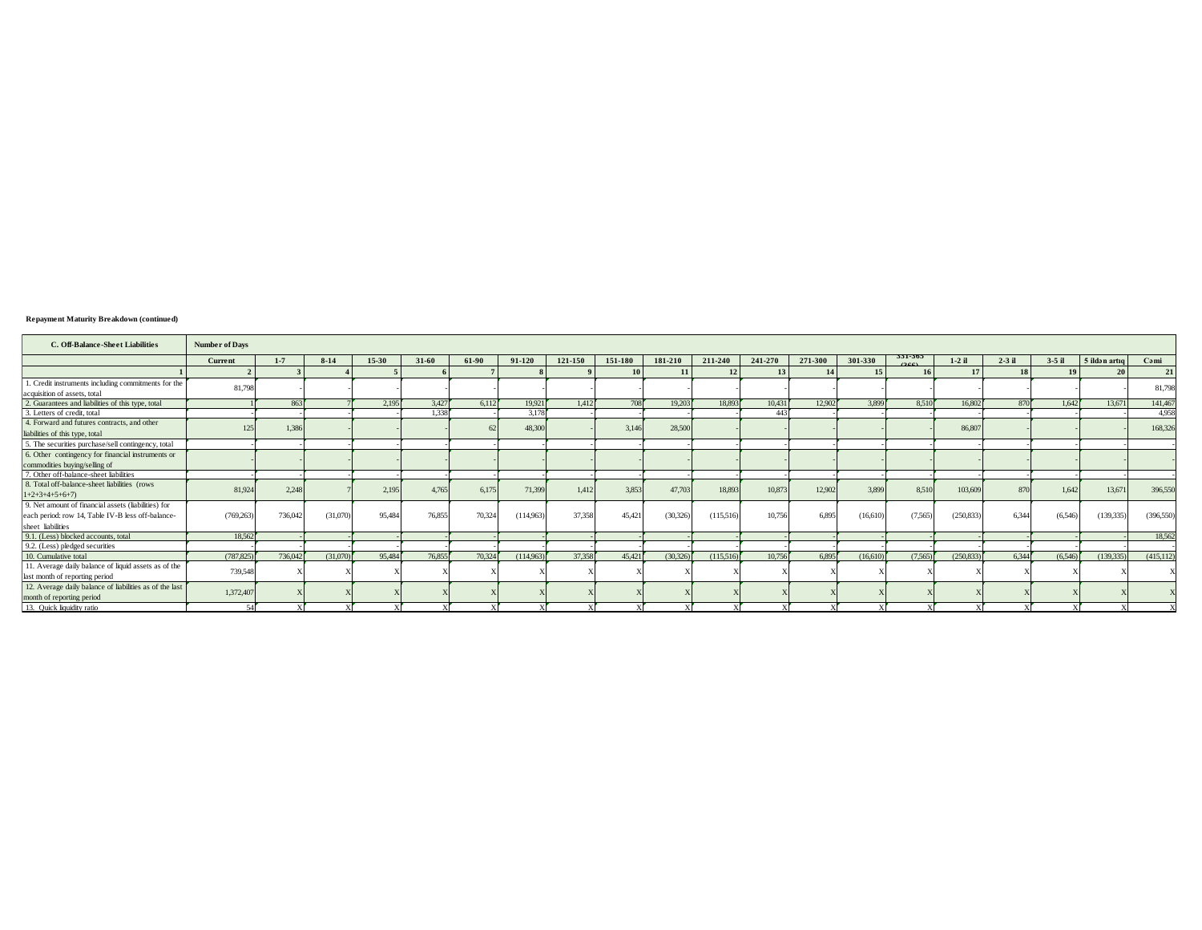**Repayment Maturity Breakdown (continued)**

| C. Off-Balance-Sheet Liabilities | Number of Days | | | | | | | | | | | | | | | | | | | |
|---|---|---|---|---|---|---|---|---|---|---|---|---|---|---|---|---|---|---|---|---|
| | Current | 1-7 | 8-14 | 15-30 | 31-60 | 61-90 | 91-120 | 121-150 | 151-180 | 181-210 | 211-240 | 241-270 | 271-300 | 301-330 | 331-365 (366) | 1-2 il | 2-3 il | 3-5 il | 5 ildən artıq | Cəmi |
| 1 | 2 | 3 | 4 | 5 | 6 | 7 | 8 | 9 | 10 | 11 | 12 | 13 | 14 | 15 | 16 | 17 | 18 | 19 | 20 | 21 |
| 1. Credit instruments including commitments for the acquisition of assets, total | 81,798 | - | - | - | - | - | - | - | - | - | - | - | - | - | - | - | - | - | | 81,798 |
| 2. Guarantees and liabilities of this type, total | 1 | 863 | 7 | 2,195 | 3,427 | 6,112 | 19,921 | 1,412 | 708 | 19,203 | 18,893 | 10,431 | 12,902 | 3,899 | 8,510 | 16,802 | 870 | 1,642 | 13,671 | 141,467 |
| 3. Letters of credit, total | - | - | - | - | 1,338 | - | 3,178 | - | - | - | - | 443 | - | - | - | - | - | - | - | 4,958 |
| 4. Forward and futures contracts, and other liabilities of this type, total | 125 | 1,386 | - | - | - | 62 | 48,300 | - | 3,146 | 28,500 | - | - | - | - | - | 86,807 | - | - | - | 168,326 |
| 5. The securities purchase/sell contingency, total | - | - | - | - | - | - | - | - | - | - | - | - | - | - | - | - | - | - | - | - |
| 6. Other contingency for financial instruments or commodities buying/selling of | - | - | - | - | - | - | - | - | - | - | - | - | - | - | - | - | - | - | - | - |
| 7. Other off-balance-sheet liabilities | - | - | - | - | - | - | - | - | - | - | - | - | - | - | - | - | - | - | - | - |
| 8. Total off-balance-sheet liabilities (rows 1+2+3+4+5+6+7) | 81,924 | 2,248 | 7 | 2,195 | 4,765 | 6,175 | 71,399 | 1,412 | 3,853 | 47,703 | 18,893 | 10,873 | 12,902 | 3,899 | 8,510 | 103,609 | 870 | 1,642 | 13,671 | 396,550 |
| 9. Net amount of financial assets (liabilities) for each period: row 14, Table IV-B less off-balance-sheet liabilities | (769,263) | 736,042 | (31,070) | 95,484 | 76,855 | 70,324 | (114,963) | 37,358 | 45,421 | (30,326) | (115,516) | 10,756 | 6,895 | (16,610) | (7,565) | (250,833) | 6,344 | (6,546) | (139,335) | (396,550) |
| 9.1. (Less) blocked accounts, total | 18,562 | - | - | - | - | - | - | - | - | - | - | - | - | - | - | - | - | - | - | 18,562 |
| 9.2. (Less) pledged securities | - | - | - | - | - | - | - | - | - | - | - | - | - | - | - | - | - | - | - | - |
| 10. Cumulative total | (787,825) | 736,042 | (31,070) | 95,484 | 76,855 | 70,324 | (114,963) | 37,358 | 45,421 | (30,326) | (115,516) | 10,756 | 6,895 | (16,610) | (7,565) | (250,833) | 6,344 | (6,546) | (139,335) | (415,112) |
| 11. Average daily balance of liquid assets as of the last month of reporting period | 739,548 | X | X | X | X | X | X | X | X | X | X | X | X | X | X | X | X | X | X | X |
| 12. Average daily balance of liabilities as of the last month of reporting period | 1,372,407 | X | X | X | X | X | X | X | X | X | X | X | X | X | X | X | X | X | X | X |
| 13. Quick liquidity ratio | 54 | X | X | X | X | X | X | X | X | X | X | X | X | X | X | X | X | X | X | X |